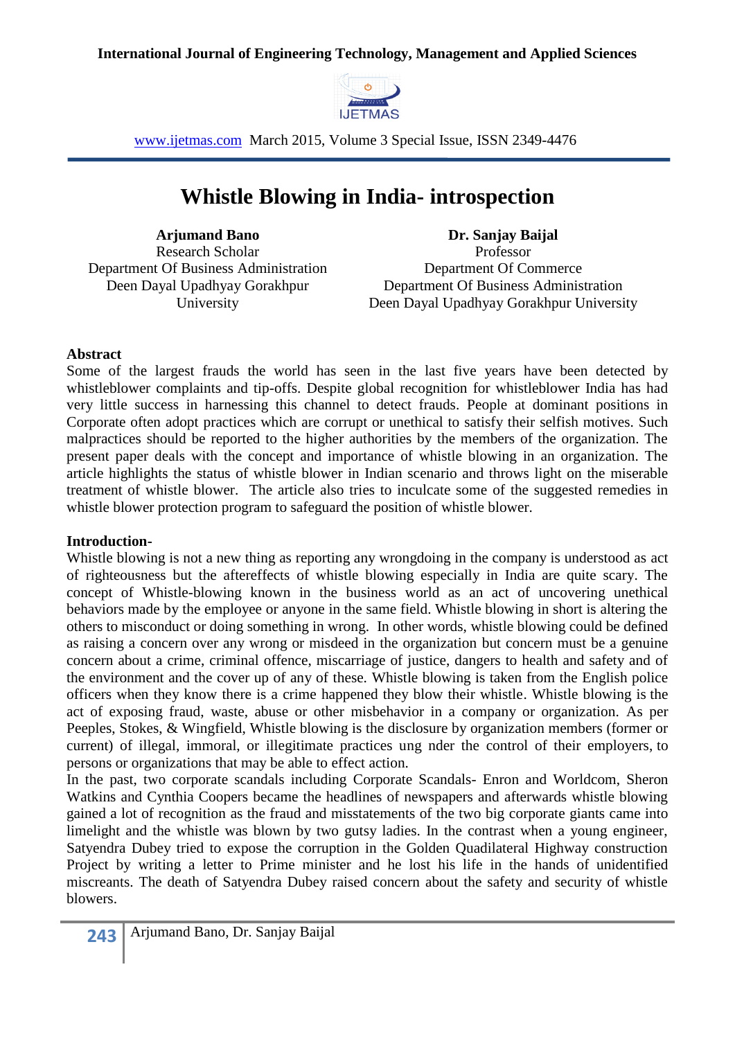# Whistle Blowing in India- introspection

**Arjumand Bano**
Research Scholar
Department Of Business Administration
Deen Dayal Upadhyay Gorakhpur University

**Dr. Sanjay Baijal**
Professor
Department Of Commerce
Department Of Business Administration
Deen Dayal Upadhyay Gorakhpur University

**Abstract**

Some of the largest frauds the world has seen in the last five years have been detected by whistleblower complaints and tip-offs. Despite global recognition for whistleblower India has had very little success in harnessing this channel to detect frauds. People at dominant positions in Corporate often adopt practices which are corrupt or unethical to satisfy their selfish motives. Such malpractices should be reported to the higher authorities by the members of the organization. The present paper deals with the concept and importance of whistle blowing in an organization. The article highlights the status of whistle blower in Indian scenario and throws light on the miserable treatment of whistle blower. The article also tries to inculcate some of the suggested remedies in whistle blower protection program to safeguard the position of whistle blower.

**Introduction-**

Whistle blowing is not a new thing as reporting any wrongdoing in the company is understood as act of righteousness but the aftereffects of whistle blowing especially in India are quite scary. The concept of Whistle-blowing known in the business world as an act of uncovering unethical behaviors made by the employee or anyone in the same field. Whistle blowing in short is altering the others to misconduct or doing something in wrong. In other words, whistle blowing could be defined as raising a concern over any wrong or misdeed in the organization but concern must be a genuine concern about a crime, criminal offence, miscarriage of justice, dangers to health and safety and of the environment and the cover up of any of these. Whistle blowing is taken from the English police officers when they know there is a crime happened they blow their whistle. Whistle blowing is the act of exposing fraud, waste, abuse or other misbehavior in a company or organization. As per Peeples, Stokes, & Wingfield, Whistle blowing is the disclosure by organization members (former or current) of illegal, immoral, or illegitimate practices ung nder the control of their employers, to persons or organizations that may be able to effect action.

In the past, two corporate scandals including Corporate Scandals- Enron and Worldcom, Sheron Watkins and Cynthia Coopers became the headlines of newspapers and afterwards whistle blowing gained a lot of recognition as the fraud and misstatements of the two big corporate giants came into limelight and the whistle was blown by two gutsy ladies. In the contrast when a young engineer, Satyendra Dubey tried to expose the corruption in the Golden Quadilateral Highway construction Project by writing a letter to Prime minister and he lost his life in the hands of unidentified miscreants. The death of Satyendra Dubey raised concern about the safety and security of whistle blowers.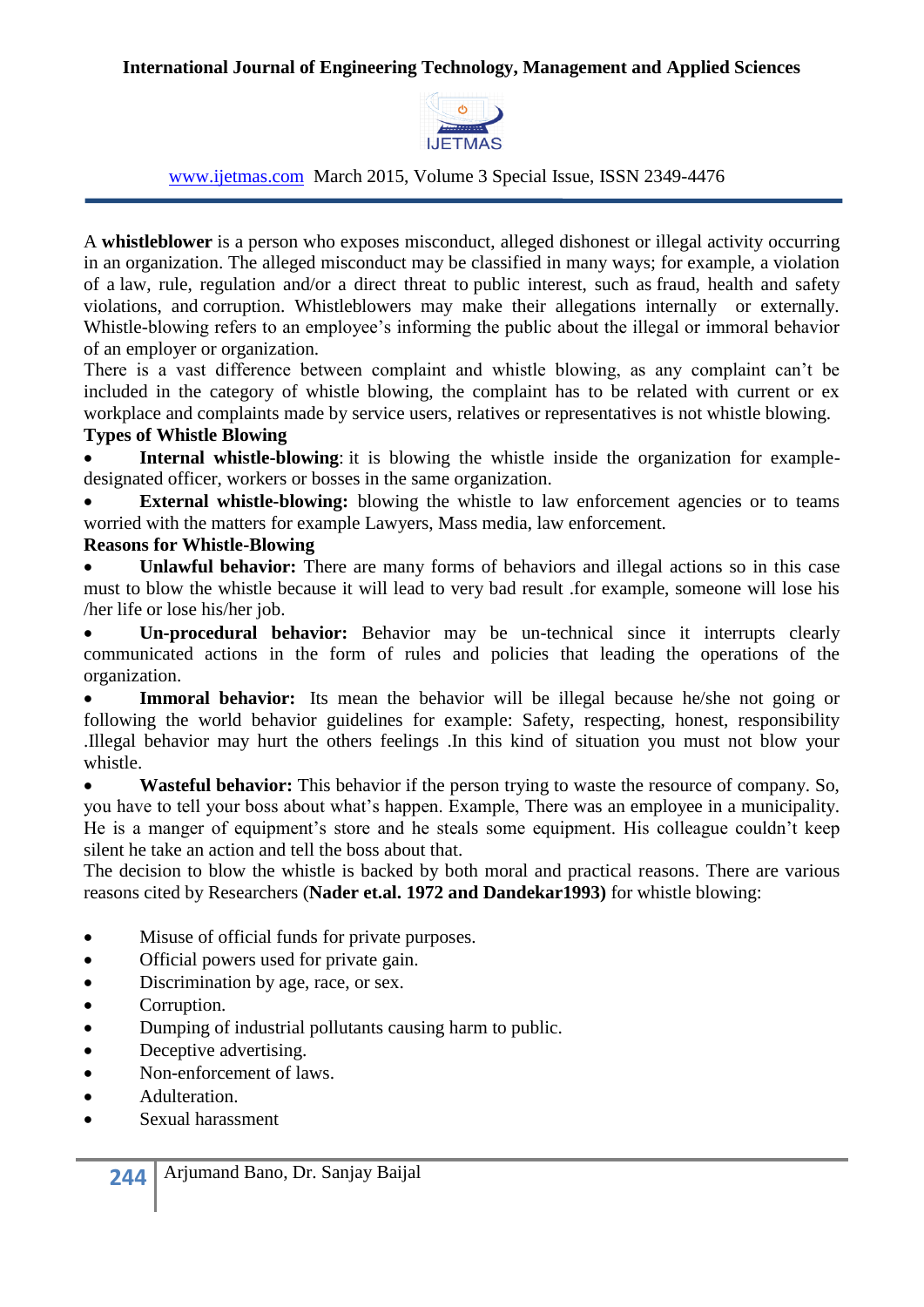A **whistleblower** is a person who exposes misconduct, alleged dishonest or illegal activity occurring in an organization. The alleged misconduct may be classified in many ways; for example, a violation of a law, rule, regulation and/or a direct threat to public interest, such as fraud, health and safety violations, and corruption. Whistleblowers may make their allegations internally or externally. Whistle-blowing refers to an employee's informing the public about the illegal or immoral behavior of an employer or organization.

There is a vast difference between complaint and whistle blowing, as any complaint can't be included in the category of whistle blowing, the complaint has to be related with current or ex workplace and complaints made by service users, relatives or representatives is not whistle blowing.

**Types of Whistle Blowing**

- **Internal whistle-blowing**: it is blowing the whistle inside the organization for example- designated officer, workers or bosses in the same organization.
- **External whistle-blowing:** blowing the whistle to law enforcement agencies or to teams worried with the matters for example Lawyers, Mass media, law enforcement.

**Reasons for Whistle-Blowing**

- **Unlawful behavior:** There are many forms of behaviors and illegal actions so in this case must to blow the whistle because it will lead to very bad result .for example, someone will lose his /her life or lose his/her job.
- **Un-procedural behavior:** Behavior may be un-technical since it interrupts clearly communicated actions in the form of rules and policies that leading the operations of the organization.
- **Immoral behavior:** Its mean the behavior will be illegal because he/she not going or following the world behavior guidelines for example: Safety, respecting, honest, responsibility .Illegal behavior may hurt the others feelings .In this kind of situation you must not blow your whistle.
- **Wasteful behavior:** This behavior if the person trying to waste the resource of company. So, you have to tell your boss about what's happen. Example, There was an employee in a municipality. He is a manger of equipment's store and he steals some equipment. His colleague couldn't keep silent he take an action and tell the boss about that.

The decision to blow the whistle is backed by both moral and practical reasons. There are various reasons cited by Researchers (**Nader et.al. 1972 and Dandekar1993)** for whistle blowing:

- Misuse of official funds for private purposes.
- Official powers used for private gain.
- Discrimination by age, race, or sex.
- Corruption.
- Dumping of industrial pollutants causing harm to public.
- Deceptive advertising.
- Non-enforcement of laws.
- Adulteration.
- Sexual harassment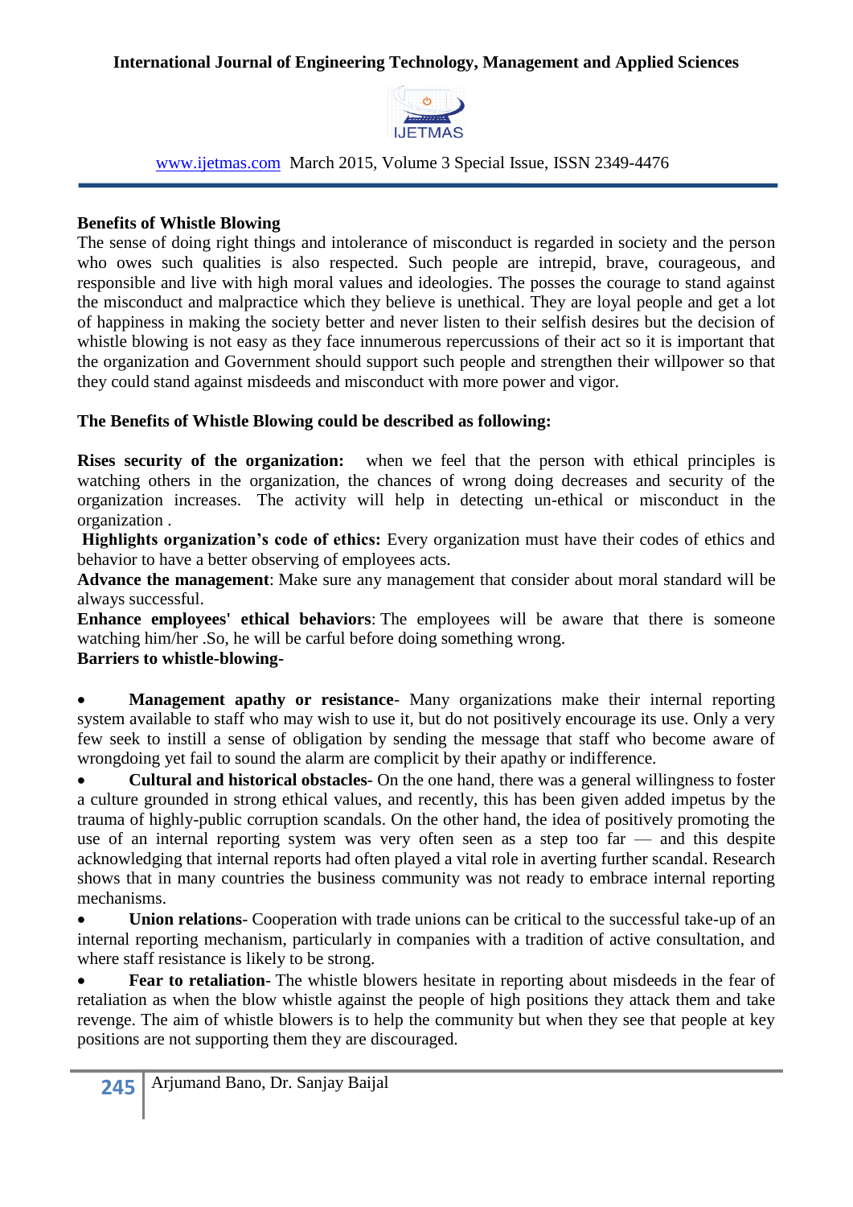**Benefits of Whistle Blowing**

The sense of doing right things and intolerance of misconduct is regarded in society and the person who owes such qualities is also respected. Such people are intrepid, brave, courageous, and responsible and live with high moral values and ideologies. The posses the courage to stand against the misconduct and malpractice which they believe is unethical. They are loyal people and get a lot of happiness in making the society better and never listen to their selfish desires but the decision of whistle blowing is not easy as they face innumerous repercussions of their act so it is important that the organization and Government should support such people and strengthen their willpower so that they could stand against misdeeds and misconduct with more power and vigor.

**The Benefits of Whistle Blowing could be described as following:**

**Rises security of the organization:** when we feel that the person with ethical principles is watching others in the organization, the chances of wrong doing decreases and security of the organization increases. The activity will help in detecting un-ethical or misconduct in the organization .

**Highlights organization's code of ethics:** Every organization must have their codes of ethics and behavior to have a better observing of employees acts.

**Advance the management**: Make sure any management that consider about moral standard will be always successful.

**Enhance employees' ethical behaviors**: The employees will be aware that there is someone watching him/her .So, he will be carful before doing something wrong.

**Barriers to whistle-blowing-**

- **Management apathy or resistance**- Many organizations make their internal reporting system available to staff who may wish to use it, but do not positively encourage its use. Only a very few seek to instill a sense of obligation by sending the message that staff who become aware of wrongdoing yet fail to sound the alarm are complicit by their apathy or indifference.
- **Cultural and historical obstacles**- On the one hand, there was a general willingness to foster a culture grounded in strong ethical values, and recently, this has been given added impetus by the trauma of highly-public corruption scandals. On the other hand, the idea of positively promoting the use of an internal reporting system was very often seen as a step too far — and this despite acknowledging that internal reports had often played a vital role in averting further scandal. Research shows that in many countries the business community was not ready to embrace internal reporting mechanisms.
- **Union relations**- Cooperation with trade unions can be critical to the successful take-up of an internal reporting mechanism, particularly in companies with a tradition of active consultation, and where staff resistance is likely to be strong.
- **Fear to retaliation**- The whistle blowers hesitate in reporting about misdeeds in the fear of retaliation as when the blow whistle against the people of high positions they attack them and take revenge. The aim of whistle blowers is to help the community but when they see that people at key positions are not supporting them they are discouraged.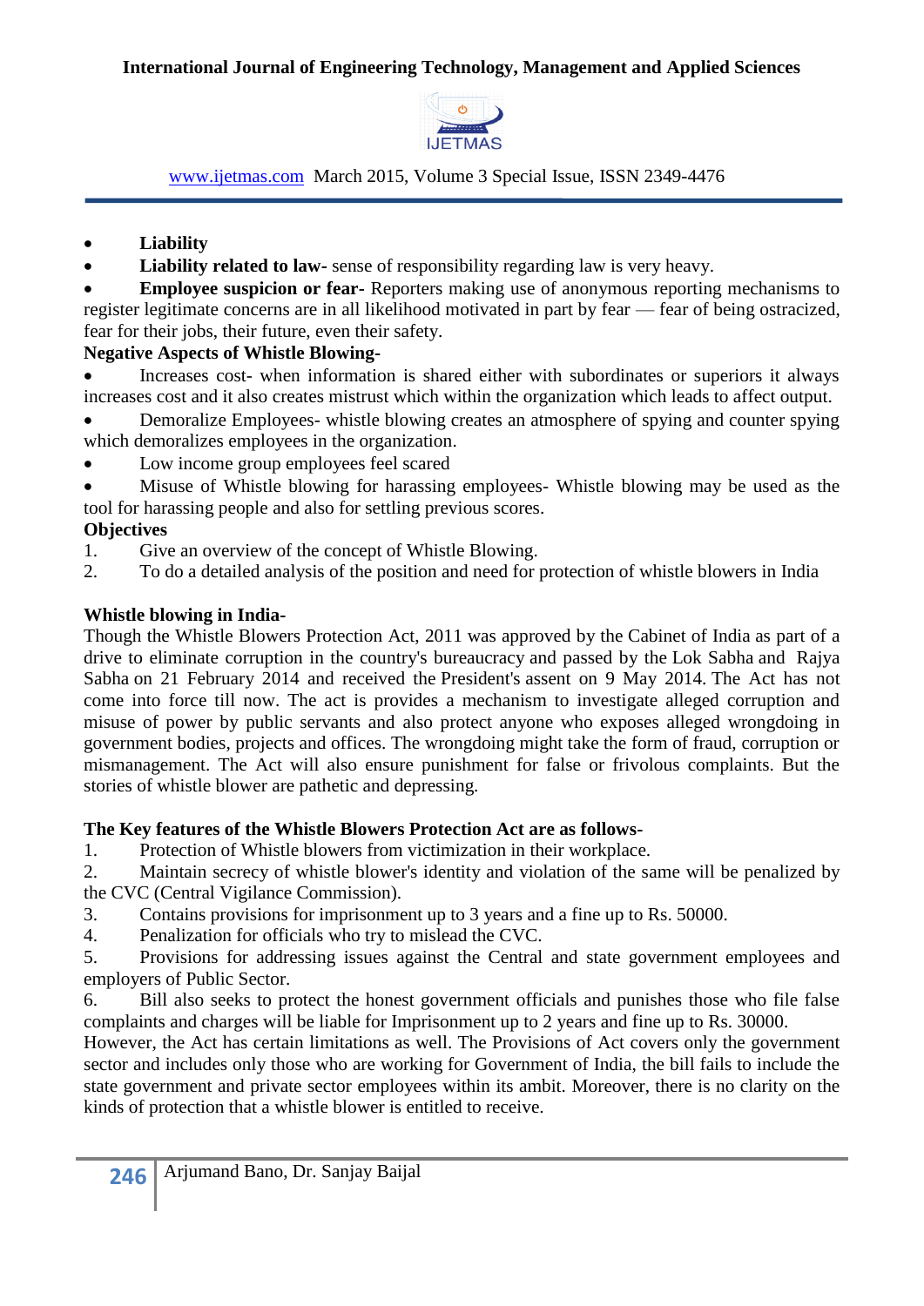- **Liability**
- **Liability related to law-** sense of responsibility regarding law is very heavy.
- **Employee suspicion or fear-** Reporters making use of anonymous reporting mechanisms to register legitimate concerns are in all likelihood motivated in part by fear — fear of being ostracized, fear for their jobs, their future, even their safety.

**Negative Aspects of Whistle Blowing-**

- Increases cost- when information is shared either with subordinates or superiors it always increases cost and it also creates mistrust which within the organization which leads to affect output.
- Demoralize Employees- whistle blowing creates an atmosphere of spying and counter spying which demoralizes employees in the organization.
- Low income group employees feel scared
- Misuse of Whistle blowing for harassing employees- Whistle blowing may be used as the tool for harassing people and also for settling previous scores.

**Objectives**

1. Give an overview of the concept of Whistle Blowing.
2. To do a detailed analysis of the position and need for protection of whistle blowers in India

**Whistle blowing in India-**

Though the Whistle Blowers Protection Act, 2011 was approved by the Cabinet of India as part of a drive to eliminate corruption in the country's bureaucracy and passed by the Lok Sabha and Rajya Sabha on 21 February 2014 and received the President's assent on 9 May 2014. The Act has not come into force till now. The act is provides a mechanism to investigate alleged corruption and misuse of power by public servants and also protect anyone who exposes alleged wrongdoing in government bodies, projects and offices. The wrongdoing might take the form of fraud, corruption or mismanagement. The Act will also ensure punishment for false or frivolous complaints. But the stories of whistle blower are pathetic and depressing.

**The Key features of the Whistle Blowers Protection Act are as follows-**

1. Protection of Whistle blowers from victimization in their workplace.
2. Maintain secrecy of whistle blower's identity and violation of the same will be penalized by the CVC (Central Vigilance Commission).
3. Contains provisions for imprisonment up to 3 years and a fine up to Rs. 50000.
4. Penalization for officials who try to mislead the CVC.
5. Provisions for addressing issues against the Central and state government employees and employers of Public Sector.
6. Bill also seeks to protect the honest government officials and punishes those who file false complaints and charges will be liable for Imprisonment up to 2 years and fine up to Rs. 30000.

However, the Act has certain limitations as well. The Provisions of Act covers only the government sector and includes only those who are working for Government of India, the bill fails to include the state government and private sector employees within its ambit. Moreover, there is no clarity on the kinds of protection that a whistle blower is entitled to receive.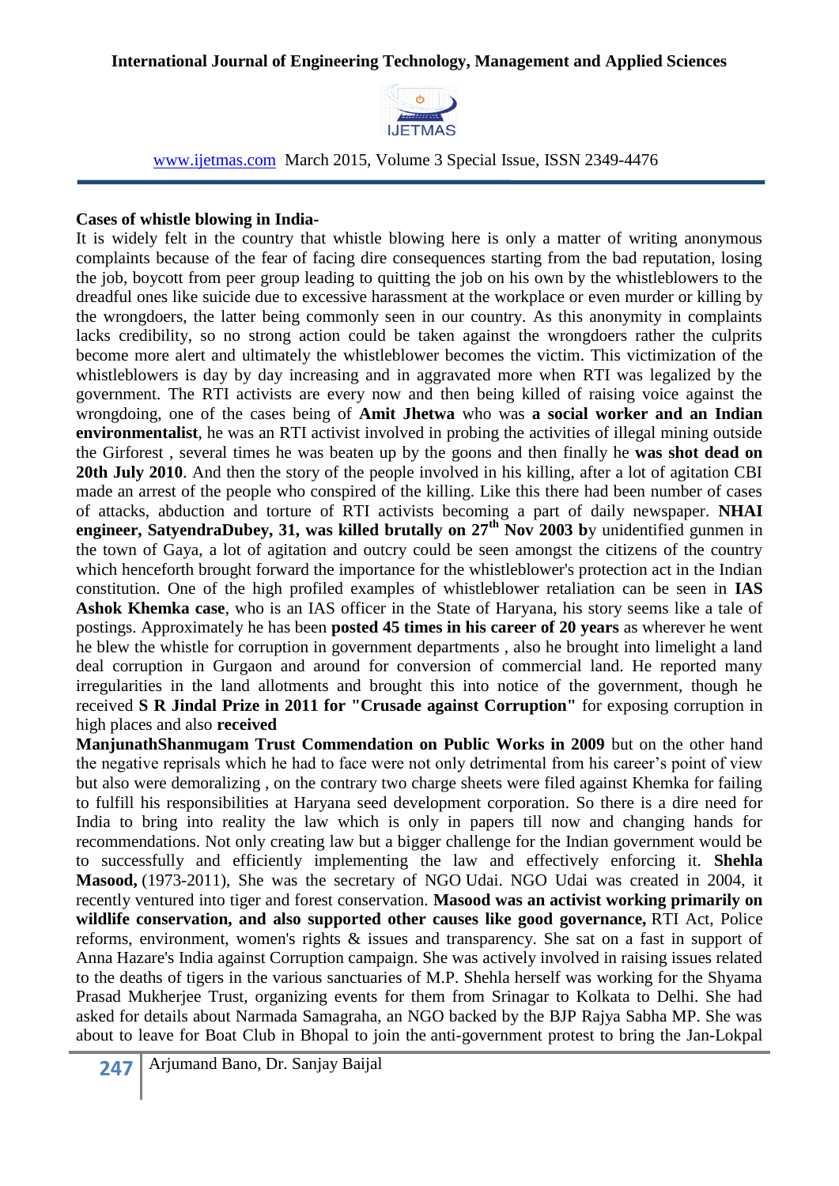**Cases of whistle blowing in India-**

It is widely felt in the country that whistle blowing here is only a matter of writing anonymous complaints because of the fear of facing dire consequences starting from the bad reputation, losing the job, boycott from peer group leading to quitting the job on his own by the whistleblowers to the dreadful ones like suicide due to excessive harassment at the workplace or even murder or killing by the wrongdoers, the latter being commonly seen in our country. As this anonymity in complaints lacks credibility, so no strong action could be taken against the wrongdoers rather the culprits become more alert and ultimately the whistleblower becomes the victim. This victimization of the whistleblowers is day by day increasing and in aggravated more when RTI was legalized by the government. The RTI activists are every now and then being killed of raising voice against the wrongdoing, one of the cases being of **Amit Jhetwa** who was **a social worker and an Indian environmentalist**, he was an RTI activist involved in probing the activities of illegal mining outside the Girforest , several times he was beaten up by the goons and then finally he **was shot dead on 20th July 2010**. And then the story of the people involved in his killing, after a lot of agitation CBI made an arrest of the people who conspired of the killing. Like this there had been number of cases of attacks, abduction and torture of RTI activists becoming a part of daily newspaper. **NHAI engineer, SatyendraDubey, 31, was killed brutally on 27th Nov 2003 b**y unidentified gunmen in the town of Gaya, a lot of agitation and outcry could be seen amongst the citizens of the country which henceforth brought forward the importance for the whistleblower's protection act in the Indian constitution. One of the high profiled examples of whistleblower retaliation can be seen in **IAS Ashok Khemka case**, who is an IAS officer in the State of Haryana, his story seems like a tale of postings. Approximately he has been **posted 45 times in his career of 20 years** as wherever he went he blew the whistle for corruption in government departments , also he brought into limelight a land deal corruption in Gurgaon and around for conversion of commercial land. He reported many irregularities in the land allotments and brought this into notice of the government, though he received **S R Jindal Prize in 2011 for "Crusade against Corruption"** for exposing corruption in high places and also **received**

**ManjunathShanmugam Trust Commendation on Public Works in 2009** but on the other hand the negative reprisals which he had to face were not only detrimental from his career's point of view but also were demoralizing , on the contrary two charge sheets were filed against Khemka for failing to fulfill his responsibilities at Haryana seed development corporation. So there is a dire need for India to bring into reality the law which is only in papers till now and changing hands for recommendations. Not only creating law but a bigger challenge for the Indian government would be to successfully and efficiently implementing the law and effectively enforcing it. **Shehla Masood,** (1973-2011), She was the secretary of NGO Udai. NGO Udai was created in 2004, it recently ventured into tiger and forest conservation. **Masood was an activist working primarily on wildlife conservation, and also supported other causes like good governance,** RTI Act, Police reforms, environment, women's rights & issues and transparency. She sat on a fast in support of Anna Hazare's India against Corruption campaign. She was actively involved in raising issues related to the deaths of tigers in the various sanctuaries of M.P. Shehla herself was working for the Shyama Prasad Mukherjee Trust, organizing events for them from Srinagar to Kolkata to Delhi. She had asked for details about Narmada Samagraha, an NGO backed by the BJP Rajya Sabha MP. She was about to leave for Boat Club in Bhopal to join the anti-government protest to bring the Jan-Lokpal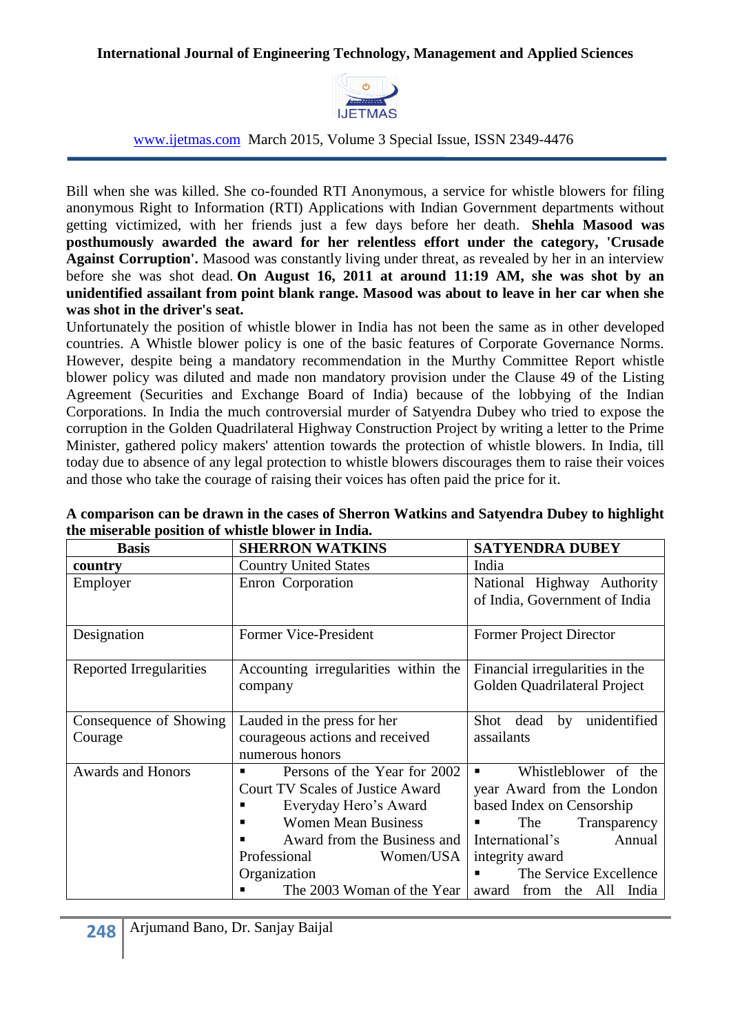Bill when she was killed. She co-founded RTI Anonymous, a service for whistle blowers for filing anonymous Right to Information (RTI) Applications with Indian Government departments without getting victimized, with her friends just a few days before her death. **Shehla Masood was posthumously awarded the award for her relentless effort under the category, 'Crusade Against Corruption'.** Masood was constantly living under threat, as revealed by her in an interview before she was shot dead. **On August 16, 2011 at around 11:19 AM, she was shot by an unidentified assailant from point blank range. Masood was about to leave in her car when she was shot in the driver's seat.**

Unfortunately the position of whistle blower in India has not been the same as in other developed countries. A Whistle blower policy is one of the basic features of Corporate Governance Norms. However, despite being a mandatory recommendation in the Murthy Committee Report whistle blower policy was diluted and made non mandatory provision under the Clause 49 of the Listing Agreement (Securities and Exchange Board of India) because of the lobbying of the Indian Corporations. In India the much controversial murder of Satyendra Dubey who tried to expose the corruption in the Golden Quadrilateral Highway Construction Project by writing a letter to the Prime Minister, gathered policy makers' attention towards the protection of whistle blowers. In India, till today due to absence of any legal protection to whistle blowers discourages them to raise their voices and those who take the courage of raising their voices has often paid the price for it.

**A comparison can be drawn in the cases of Sherron Watkins and Satyendra Dubey to highlight the miserable position of whistle blower in India.**

| Basis | SHERRON WATKINS | SATYENDRA DUBEY |
|---|---|---|
| **country** | Country United States | India |
| Employer | Enron Corporation | National Highway Authority of India, Government of India |
| Designation | Former Vice-President | Former Project Director |
| Reported Irregularities | Accounting irregularities within the company | Financial irregularities in the Golden Quadrilateral Project |
| Consequence of Showing Courage | Lauded in the press for her courageous actions and received numerous honors | Shot dead by unidentified assailants |
| Awards and Honors | ▪ Persons of the Year for 2002 Court TV Scales of Justice Award<br>▪ Everyday Hero's Award<br>▪ Women Mean Business<br>▪ Award from the Business and Professional Women/USA Organization<br>▪ The 2003 Woman of the Year | ▪ Whistleblower of the year Award from the London based Index on Censorship<br>▪ The Transparency International's Annual integrity award<br>▪ The Service Excellence award from the All India |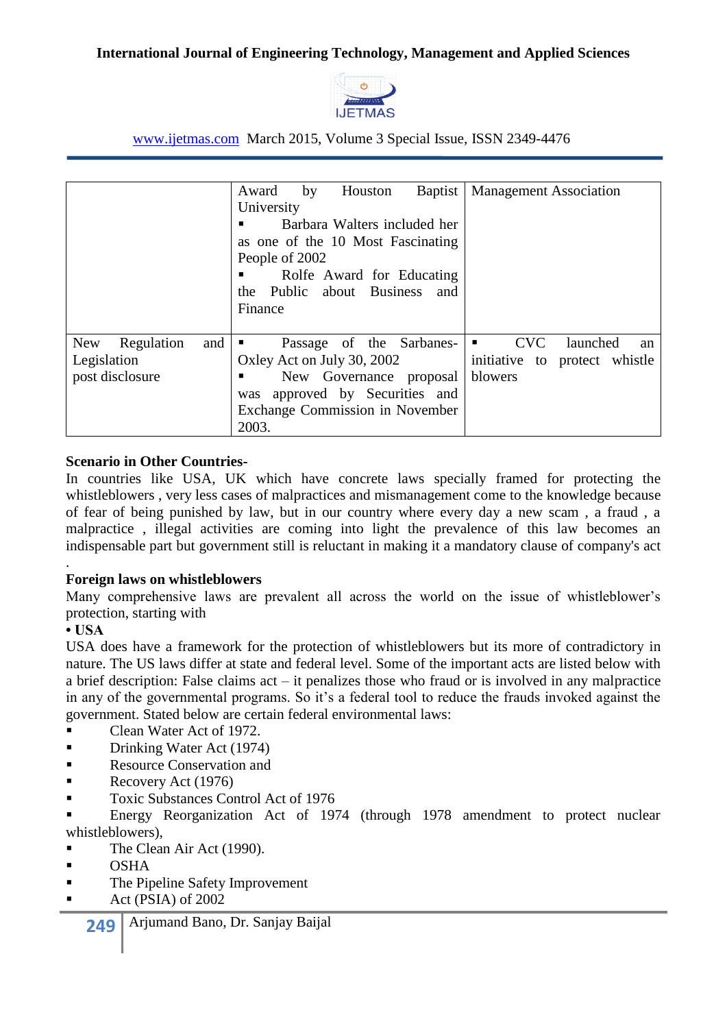|  |  |  |
|---|---|---|
|  | Award by Houston Baptist University<br>▪ Barbara Walters included her as one of the 10 Most Fascinating People of 2002<br>▪ Rolfe Award for Educating the Public about Business and Finance | Management Association |
| New Regulation and Legislation post disclosure | ▪ Passage of the Sarbanes-Oxley Act on July 30, 2002<br>▪ New Governance proposal was approved by Securities and Exchange Commission in November 2003. | ▪ CVC launched an initiative to protect whistle blowers |

**Scenario in Other Countries-**

In countries like USA, UK which have concrete laws specially framed for protecting the whistleblowers , very less cases of malpractices and mismanagement come to the knowledge because of fear of being punished by law, but in our country where every day a new scam , a fraud , a malpractice , illegal activities are coming into light the prevalence of this law becomes an indispensable part but government still is reluctant in making it a mandatory clause of company's act .

**Foreign laws on whistleblowers**

Many comprehensive laws are prevalent all across the world on the issue of whistleblower's protection, starting with

**• USA**

USA does have a framework for the protection of whistleblowers but its more of contradictory in nature. The US laws differ at state and federal level. Some of the important acts are listed below with a brief description: False claims act – it penalizes those who fraud or is involved in any malpractice in any of the governmental programs. So it's a federal tool to reduce the frauds invoked against the government. Stated below are certain federal environmental laws:

- Clean Water Act of 1972.
- Drinking Water Act (1974)
- Resource Conservation and
- Recovery Act (1976)
- Toxic Substances Control Act of 1976
- Energy Reorganization Act of 1974 (through 1978 amendment to protect nuclear whistleblowers),
- The Clean Air Act (1990).
- OSHA
- The Pipeline Safety Improvement
- Act (PSIA) of 2002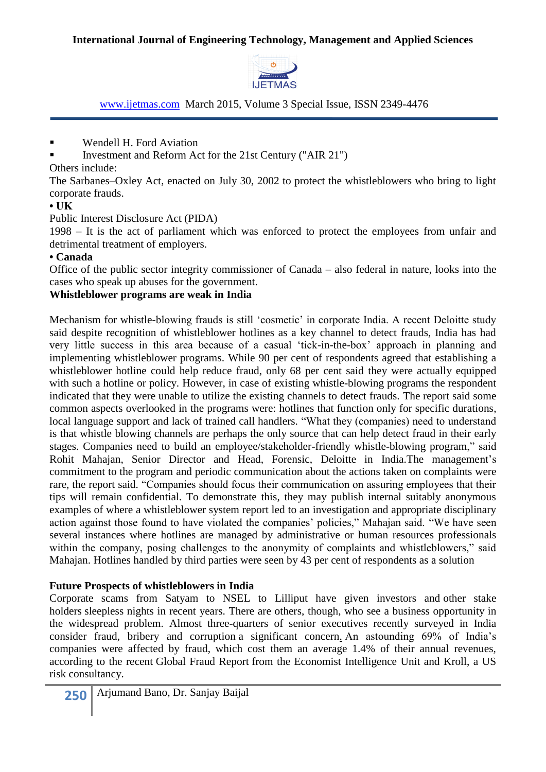- Wendell H. Ford Aviation
- Investment and Reform Act for the 21st Century ("AIR 21")

Others include:

The Sarbanes–Oxley Act, enacted on July 30, 2002 to protect the whistleblowers who bring to light corporate frauds.

**• UK**

Public Interest Disclosure Act (PIDA)

1998 – It is the act of parliament which was enforced to protect the employees from unfair and detrimental treatment of employers.

**• Canada**

Office of the public sector integrity commissioner of Canada – also federal in nature, looks into the cases who speak up abuses for the government.

**Whistleblower programs are weak in India**

Mechanism for whistle-blowing frauds is still 'cosmetic' in corporate India. A recent Deloitte study said despite recognition of whistleblower hotlines as a key channel to detect frauds, India has had very little success in this area because of a casual 'tick-in-the-box' approach in planning and implementing whistleblower programs. While 90 per cent of respondents agreed that establishing a whistleblower hotline could help reduce fraud, only 68 per cent said they were actually equipped with such a hotline or policy. However, in case of existing whistle-blowing programs the respondent indicated that they were unable to utilize the existing channels to detect frauds. The report said some common aspects overlooked in the programs were: hotlines that function only for specific durations, local language support and lack of trained call handlers. "What they (companies) need to understand is that whistle blowing channels are perhaps the only source that can help detect fraud in their early stages. Companies need to build an employee/stakeholder-friendly whistle-blowing program," said Rohit Mahajan, Senior Director and Head, Forensic, Deloitte in India.The management's commitment to the program and periodic communication about the actions taken on complaints were rare, the report said. "Companies should focus their communication on assuring employees that their tips will remain confidential. To demonstrate this, they may publish internal suitably anonymous examples of where a whistleblower system report led to an investigation and appropriate disciplinary action against those found to have violated the companies' policies," Mahajan said. "We have seen several instances where hotlines are managed by administrative or human resources professionals within the company, posing challenges to the anonymity of complaints and whistleblowers," said Mahajan. Hotlines handled by third parties were seen by 43 per cent of respondents as a solution

**Future Prospects of whistleblowers in India**

Corporate scams from Satyam to NSEL to Lilliput have given investors and other stake holders sleepless nights in recent years. There are others, though, who see a business opportunity in the widespread problem. Almost three-quarters of senior executives recently surveyed in India consider fraud, bribery and corruption a significant concern. An astounding 69% of India's companies were affected by fraud, which cost them an average 1.4% of their annual revenues, according to the recent Global Fraud Report from the Economist Intelligence Unit and Kroll, a US risk consultancy.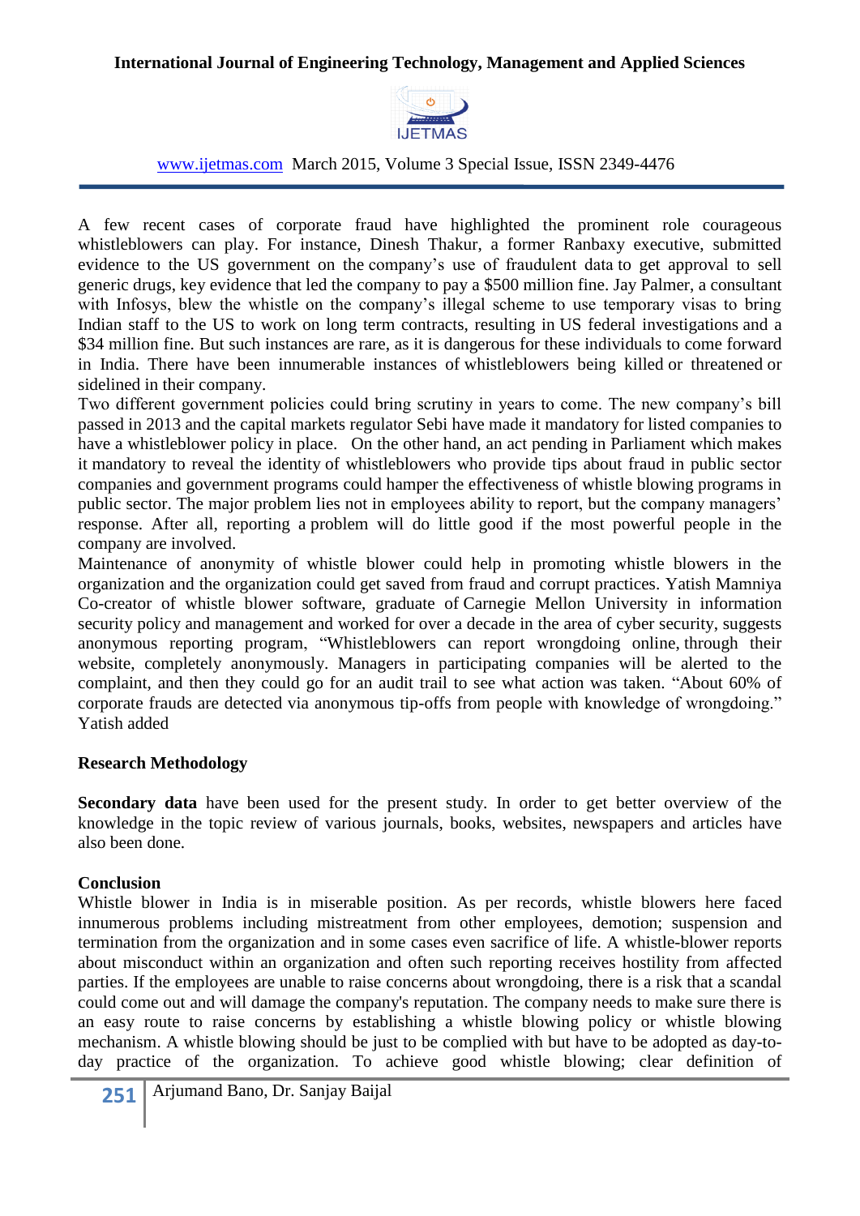A few recent cases of corporate fraud have highlighted the prominent role courageous whistleblowers can play. For instance, Dinesh Thakur, a former Ranbaxy executive, submitted evidence to the US government on the company's use of fraudulent data to get approval to sell generic drugs, key evidence that led the company to pay a $500 million fine. Jay Palmer, a consultant with Infosys, blew the whistle on the company's illegal scheme to use temporary visas to bring Indian staff to the US to work on long term contracts, resulting in US federal investigations and a $34 million fine. But such instances are rare, as it is dangerous for these individuals to come forward in India. There have been innumerable instances of whistleblowers being killed or threatened or sidelined in their company.

Two different government policies could bring scrutiny in years to come. The new company's bill passed in 2013 and the capital markets regulator Sebi have made it mandatory for listed companies to have a whistleblower policy in place. On the other hand, an act pending in Parliament which makes it mandatory to reveal the identity of whistleblowers who provide tips about fraud in public sector companies and government programs could hamper the effectiveness of whistle blowing programs in public sector. The major problem lies not in employees ability to report, but the company managers' response. After all, reporting a problem will do little good if the most powerful people in the company are involved.

Maintenance of anonymity of whistle blower could help in promoting whistle blowers in the organization and the organization could get saved from fraud and corrupt practices. Yatish Mamniya Co-creator of whistle blower software, graduate of Carnegie Mellon University in information security policy and management and worked for over a decade in the area of cyber security, suggests anonymous reporting program, "Whistleblowers can report wrongdoing online, through their website, completely anonymously. Managers in participating companies will be alerted to the complaint, and then they could go for an audit trail to see what action was taken. "About 60% of corporate frauds are detected via anonymous tip-offs from people with knowledge of wrongdoing." Yatish added

## Research Methodology

**Secondary data** have been used for the present study. In order to get better overview of the knowledge in the topic review of various journals, books, websites, newspapers and articles have also been done.

## Conclusion

Whistle blower in India is in miserable position. As per records, whistle blowers here faced innumerous problems including mistreatment from other employees, demotion; suspension and termination from the organization and in some cases even sacrifice of life. A whistle-blower reports about misconduct within an organization and often such reporting receives hostility from affected parties. If the employees are unable to raise concerns about wrongdoing, there is a risk that a scandal could come out and will damage the company's reputation. The company needs to make sure there is an easy route to raise concerns by establishing a whistle blowing policy or whistle blowing mechanism. A whistle blowing should be just to be complied with but have to be adopted as day-to-day practice of the organization. To achieve good whistle blowing; clear definition of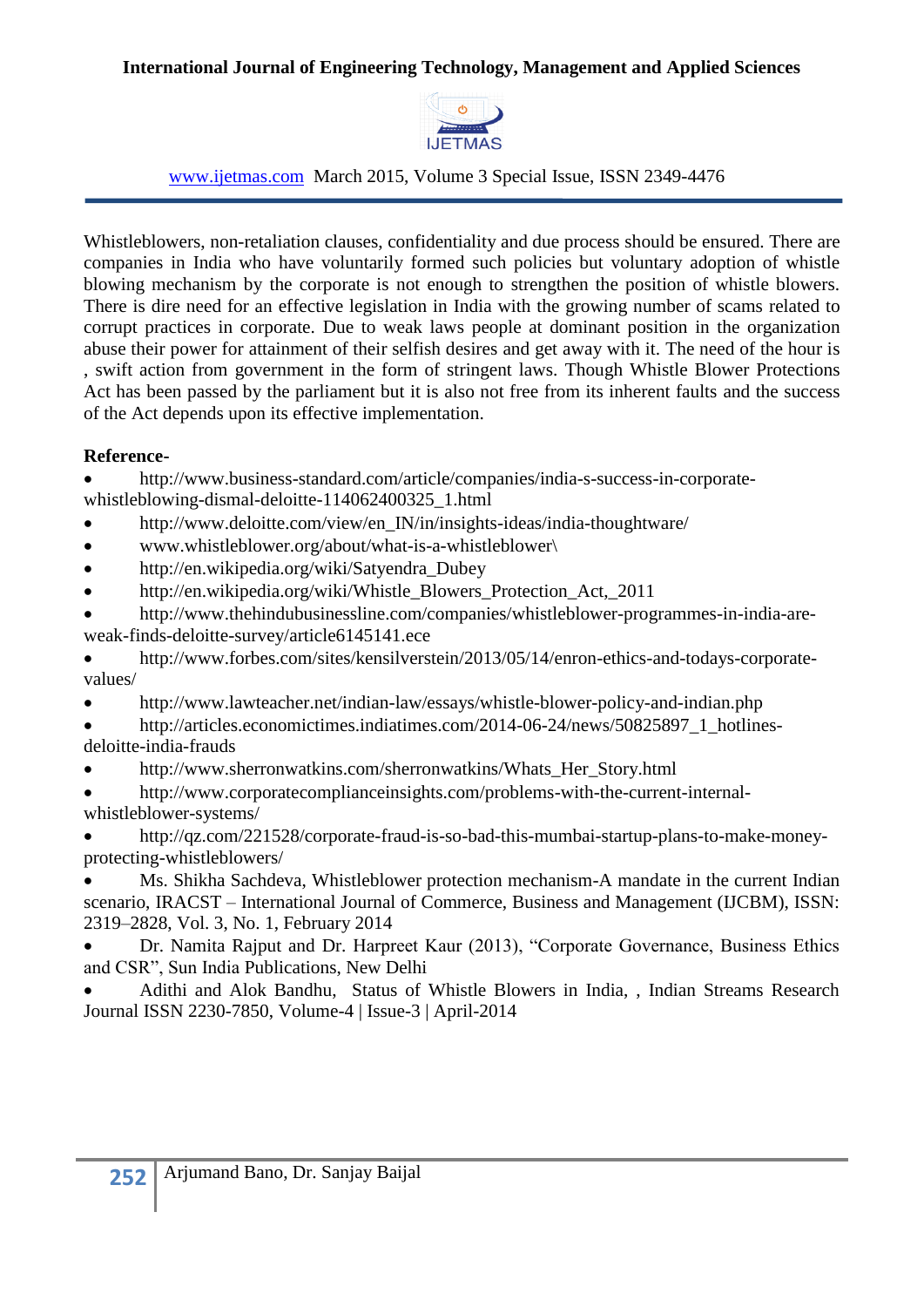Whistleblowers, non-retaliation clauses, confidentiality and due process should be ensured. There are companies in India who have voluntarily formed such policies but voluntary adoption of whistle blowing mechanism by the corporate is not enough to strengthen the position of whistle blowers. There is dire need for an effective legislation in India with the growing number of scams related to corrupt practices in corporate. Due to weak laws people at dominant position in the organization abuse their power for attainment of their selfish desires and get away with it. The need of the hour is , swift action from government in the form of stringent laws. Though Whistle Blower Protections Act has been passed by the parliament but it is also not free from its inherent faults and the success of the Act depends upon its effective implementation.

**Reference-**

- http://www.business-standard.com/article/companies/india-s-success-in-corporate-whistleblowing-dismal-deloitte-114062400325_1.html
- http://www.deloitte.com/view/en_IN/in/insights-ideas/india-thoughtware/
- www.whistleblower.org/about/what-is-a-whistleblower\
- http://en.wikipedia.org/wiki/Satyendra_Dubey
- http://en.wikipedia.org/wiki/Whistle_Blowers_Protection_Act,_2011
- http://www.thehindubusinessline.com/companies/whistleblower-programmes-in-india-are-weak-finds-deloitte-survey/article6145141.ece
- http://www.forbes.com/sites/kensilverstein/2013/05/14/enron-ethics-and-todays-corporate-values/
- http://www.lawteacher.net/indian-law/essays/whistle-blower-policy-and-indian.php
- http://articles.economictimes.indiatimes.com/2014-06-24/news/50825897_1_hotlines-deloitte-india-frauds
- http://www.sherronwatkins.com/sherronwatkins/Whats_Her_Story.html
- http://www.corporatecomplianceinsights.com/problems-with-the-current-internal-whistleblower-systems/
- http://qz.com/221528/corporate-fraud-is-so-bad-this-mumbai-startup-plans-to-make-money-protecting-whistleblowers/
- Ms. Shikha Sachdeva, Whistleblower protection mechanism-A mandate in the current Indian scenario, IRACST – International Journal of Commerce, Business and Management (IJCBM), ISSN: 2319–2828, Vol. 3, No. 1, February 2014
- Dr. Namita Rajput and Dr. Harpreet Kaur (2013), "Corporate Governance, Business Ethics and CSR", Sun India Publications, New Delhi
- Adithi and Alok Bandhu, Status of Whistle Blowers in India, , Indian Streams Research Journal ISSN 2230-7850, Volume-4 | Issue-3 | April-2014